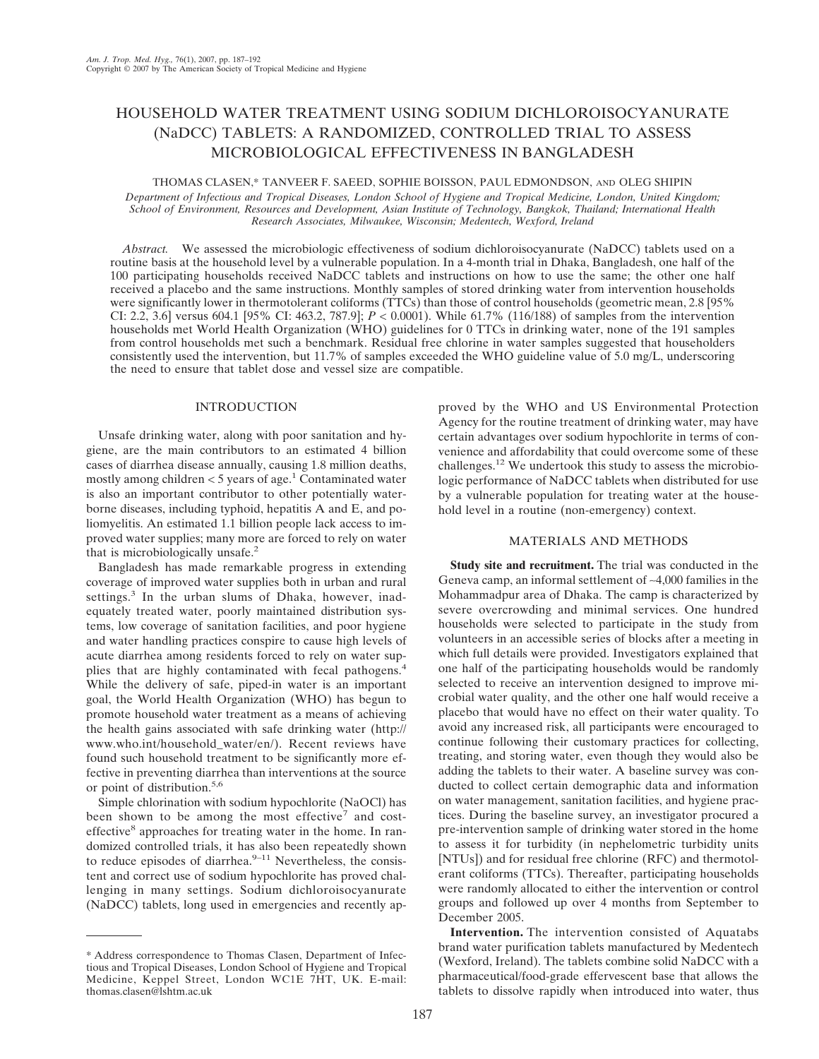# HOUSEHOLD WATER TREATMENT USING SODIUM DICHLOROISOCYANURATE (NaDCC) TABLETS: A RANDOMIZED, CONTROLLED TRIAL TO ASSESS MICROBIOLOGICAL EFFECTIVENESS IN BANGLADESH

THOMAS CLASEN,* TANVEER F. SAEED, SOPHIE BOISSON, PAUL EDMONDSON, AND OLEG SHIPIN

*Department of Infectious and Tropical Diseases, London School of Hygiene and Tropical Medicine, London, United Kingdom; School of Environment, Resources and Development, Asian Institute of Technology, Bangkok, Thailand; International Health Research Associates, Milwaukee, Wisconsin; Medentech, Wexford, Ireland*

*Abstract.* We assessed the microbiologic effectiveness of sodium dichloroisocyanurate (NaDCC) tablets used on a routine basis at the household level by a vulnerable population. In a 4-month trial in Dhaka, Bangladesh, one half of the 100 participating households received NaDCC tablets and instructions on how to use the same; the other one half received a placebo and the same instructions. Monthly samples of stored drinking water from intervention households were significantly lower in thermotolerant coliforms (TTCs) than those of control households (geometric mean, 2.8 [95% CI: 2.2, 3.6] versus 604.1 [95% CI: 463.2, 787.9]; $P < 0.0001$). While 61.7% (116/188) of samples from the intervention households met World Health Organization (WHO) guidelines for 0 TTCs in drinking water, none of the 191 samples from control households met such a benchmark. Residual free chlorine in water samples suggested that householders consistently used the intervention, but 11.7% of samples exceeded the WHO guideline value of 5.0 mg/L, underscoring the need to ensure that tablet dose and vessel size are compatible.

## INTRODUCTION

Unsafe drinking water, along with poor sanitation and hygiene, are the main contributors to an estimated 4 billion cases of diarrhea disease annually, causing 1.8 million deaths, mostly among children < 5 years of age.[1] Contaminated water is also an important contributor to other potentially waterborne diseases, including typhoid, hepatitis A and E, and poliomyelitis. An estimated 1.1 billion people lack access to improved water supplies; many more are forced to rely on water that is microbiologically unsafe.[2]

Bangladesh has made remarkable progress in extending coverage of improved water supplies both in urban and rural settings.[3] In the urban slums of Dhaka, however, inadequately treated water, poorly maintained distribution systems, low coverage of sanitation facilities, and poor hygiene and water handling practices conspire to cause high levels of acute diarrhea among residents forced to rely on water supplies that are highly contaminated with fecal pathogens.[4] While the delivery of safe, piped-in water is an important goal, the World Health Organization (WHO) has begun to promote household water treatment as a means of achieving the health gains associated with safe drinking water (http://www.who.int/household_water/en/). Recent reviews have found such household treatment to be significantly more effective in preventing diarrhea than interventions at the source or point of distribution.[5,6]

Simple chlorination with sodium hypochlorite (NaOCl) has been shown to be among the most effective[7] and cost-effective[8] approaches for treating water in the home. In randomized controlled trials, it has also been repeatedly shown to reduce episodes of diarrhea.[9–11] Nevertheless, the consistent and correct use of sodium hypochlorite has proved challenging in many settings. Sodium dichloroisocyanurate (NaDCC) tablets, long used in emergencies and recently approved by the WHO and US Environmental Protection Agency for the routine treatment of drinking water, may have certain advantages over sodium hypochlorite in terms of convenience and affordability that could overcome some of these challenges.[12] We undertook this study to assess the microbiologic performance of NaDCC tablets when distributed for use by a vulnerable population for treating water at the household level in a routine (non-emergency) context.

## MATERIALS AND METHODS

**Study site and recruitment.** The trial was conducted in the Geneva camp, an informal settlement of ~4,000 families in the Mohammadpur area of Dhaka. The camp is characterized by severe overcrowding and minimal services. One hundred households were selected to participate in the study from volunteers in an accessible series of blocks after a meeting in which full details were provided. Investigators explained that one half of the participating households would be randomly selected to receive an intervention designed to improve microbial water quality, and the other one half would receive a placebo that would have no effect on their water quality. To avoid any increased risk, all participants were encouraged to continue following their customary practices for collecting, treating, and storing water, even though they would also be adding the tablets to their water. A baseline survey was conducted to collect certain demographic data and information on water management, sanitation facilities, and hygiene practices. During the baseline survey, an investigator procured a pre-intervention sample of drinking water stored in the home to assess it for turbidity (in nephelometric turbidity units [NTUs]) and for residual free chlorine (RFC) and thermotolerant coliforms (TTCs). Thereafter, participating households were randomly allocated to either the intervention or control groups and followed up over 4 months from September to December 2005.

**Intervention.** The intervention consisted of Aquatabs brand water purification tablets manufactured by Medentech (Wexford, Ireland). The tablets combine solid NaDCC with a pharmaceutical/food-grade effervescent base that allows the tablets to dissolve rapidly when introduced into water, thus

---

* Address correspondence to Thomas Clasen, Department of Infectious and Tropical Diseases, London School of Hygiene and Tropical Medicine, Keppel Street, London WC1E 7HT, UK. E-mail: thomas.clasen@lshtm.ac.uk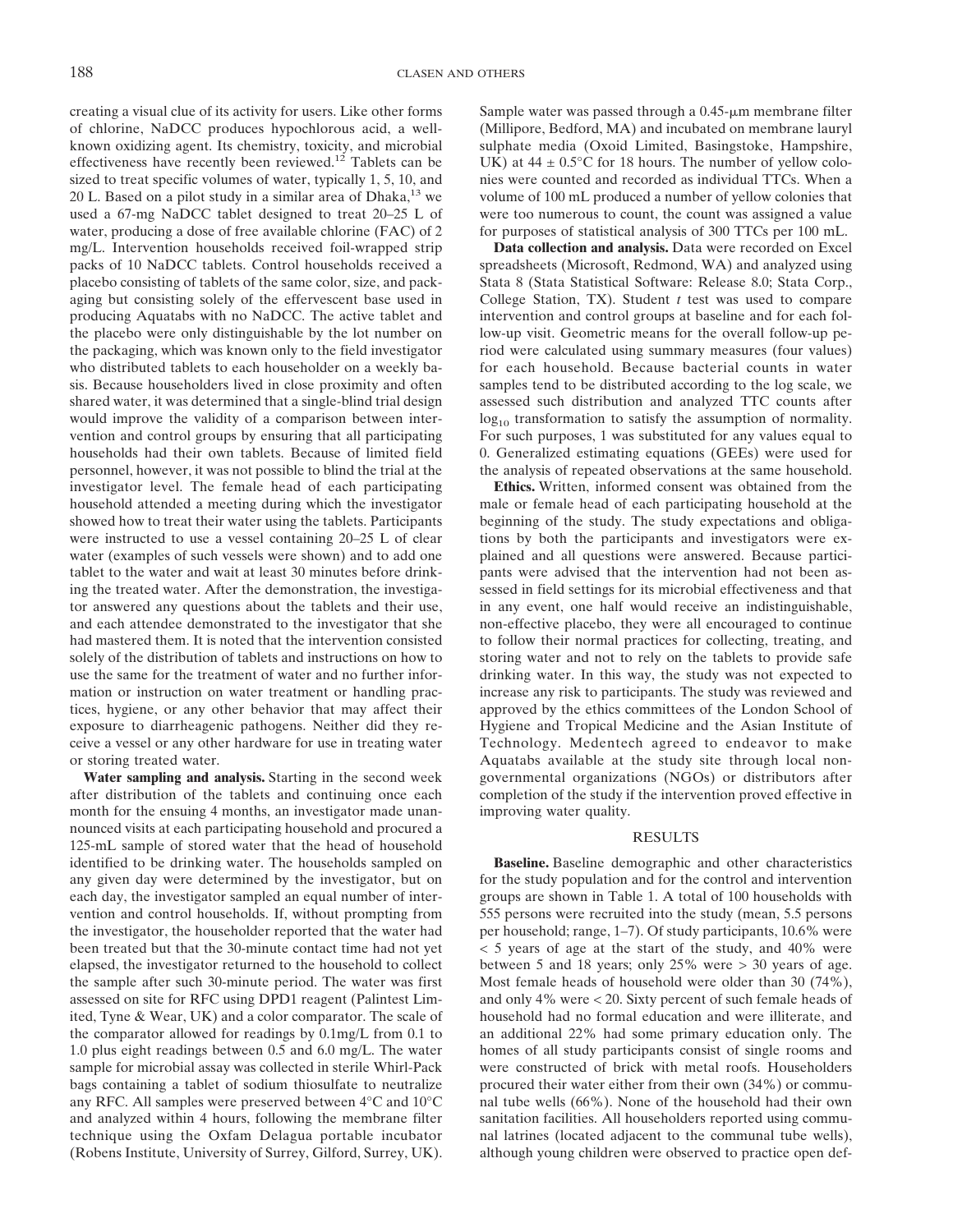creating a visual clue of its activity for users. Like other forms of chlorine, NaDCC produces hypochlorous acid, a well-known oxidizing agent. Its chemistry, toxicity, and microbial effectiveness have recently been reviewed.[12] Tablets can be sized to treat specific volumes of water, typically 1, 5, 10, and 20 L. Based on a pilot study in a similar area of Dhaka,[13] we used a 67-mg NaDCC tablet designed to treat 20–25 L of water, producing a dose of free available chlorine (FAC) of 2 mg/L. Intervention households received foil-wrapped strip packs of 10 NaDCC tablets. Control households received a placebo consisting of tablets of the same color, size, and packaging but consisting solely of the effervescent base used in producing Aquatabs with no NaDCC. The active tablet and the placebo were only distinguishable by the lot number on the packaging, which was known only to the field investigator who distributed tablets to each householder on a weekly basis. Because householders lived in close proximity and often shared water, it was determined that a single-blind trial design would improve the validity of a comparison between intervention and control groups by ensuring that all participating households had their own tablets. Because of limited field personnel, however, it was not possible to blind the trial at the investigator level. The female head of each participating household attended a meeting during which the investigator showed how to treat their water using the tablets. Participants were instructed to use a vessel containing 20–25 L of clear water (examples of such vessels were shown) and to add one tablet to the water and wait at least 30 minutes before drinking the treated water. After the demonstration, the investigator answered any questions about the tablets and their use, and each attendee demonstrated to the investigator that she had mastered them. It is noted that the intervention consisted solely of the distribution of tablets and instructions on how to use the same for the treatment of water and no further information or instruction on water treatment or handling practices, hygiene, or any other behavior that may affect their exposure to diarrheagenic pathogens. Neither did they receive a vessel or any other hardware for use in treating water or storing treated water.

**Water sampling and analysis.** Starting in the second week after distribution of the tablets and continuing once each month for the ensuing 4 months, an investigator made unannounced visits at each participating household and procured a 125-mL sample of stored water that the head of household identified to be drinking water. The households sampled on any given day were determined by the investigator, but on each day, the investigator sampled an equal number of intervention and control households. If, without prompting from the investigator, the householder reported that the water had been treated but that the 30-minute contact time had not yet elapsed, the investigator returned to the household to collect the sample after such 30-minute period. The water was first assessed on site for RFC using DPD1 reagent (Palintest Limited, Tyne & Wear, UK) and a color comparator. The scale of the comparator allowed for readings by 0.1mg/L from 0.1 to 1.0 plus eight readings between 0.5 and 6.0 mg/L. The water sample for microbial assay was collected in sterile Whirl-Pack bags containing a tablet of sodium thiosulfate to neutralize any RFC. All samples were preserved between 4°C and 10°C and analyzed within 4 hours, following the membrane filter technique using the Oxfam Delagua portable incubator (Robens Institute, University of Surrey, Gilford, Surrey, UK). Sample water was passed through a 0.45-μm membrane filter (Millipore, Bedford, MA) and incubated on membrane lauryl sulphate media (Oxoid Limited, Basingstoke, Hampshire, UK) at 44 ± 0.5°C for 18 hours. The number of yellow colonies were counted and recorded as individual TTCs. When a volume of 100 mL produced a number of yellow colonies that were too numerous to count, the count was assigned a value for purposes of statistical analysis of 300 TTCs per 100 mL.

**Data collection and analysis.** Data were recorded on Excel spreadsheets (Microsoft, Redmond, WA) and analyzed using Stata 8 (Stata Statistical Software: Release 8.0; Stata Corp., College Station, TX). Student *t* test was used to compare intervention and control groups at baseline and for each follow-up visit. Geometric means for the overall follow-up period were calculated using summary measures (four values) for each household. Because bacterial counts in water samples tend to be distributed according to the log scale, we assessed such distribution and analyzed TTC counts after $\log_{10}$ transformation to satisfy the assumption of normality. For such purposes, 1 was substituted for any values equal to 0. Generalized estimating equations (GEEs) were used for the analysis of repeated observations at the same household.

**Ethics.** Written, informed consent was obtained from the male or female head of each participating household at the beginning of the study. The study expectations and obligations by both the participants and investigators were explained and all questions were answered. Because participants were advised that the intervention had not been assessed in field settings for its microbial effectiveness and that in any event, one half would receive an indistinguishable, non-effective placebo, they were all encouraged to continue to follow their normal practices for collecting, treating, and storing water and not to rely on the tablets to provide safe drinking water. In this way, the study was not expected to increase any risk to participants. The study was reviewed and approved by the ethics committees of the London School of Hygiene and Tropical Medicine and the Asian Institute of Technology. Medentech agreed to endeavor to make Aquatabs available at the study site through local nongovernmental organizations (NGOs) or distributors after completion of the study if the intervention proved effective in improving water quality.

## RESULTS

**Baseline.** Baseline demographic and other characteristics for the study population and for the control and intervention groups are shown in Table 1. A total of 100 households with 555 persons were recruited into the study (mean, 5.5 persons per household; range, 1–7). Of study participants, 10.6% were < 5 years of age at the start of the study, and 40% were between 5 and 18 years; only 25% were > 30 years of age. Most female heads of household were older than 30 (74%), and only 4% were < 20. Sixty percent of such female heads of household had no formal education and were illiterate, and an additional 22% had some primary education only. The homes of all study participants consist of single rooms and were constructed of brick with metal roofs. Householders procured their water either from their own (34%) or communal tube wells (66%). None of the household had their own sanitation facilities. All householders reported using communal latrines (located adjacent to the communal tube wells), although young children were observed to practice open def-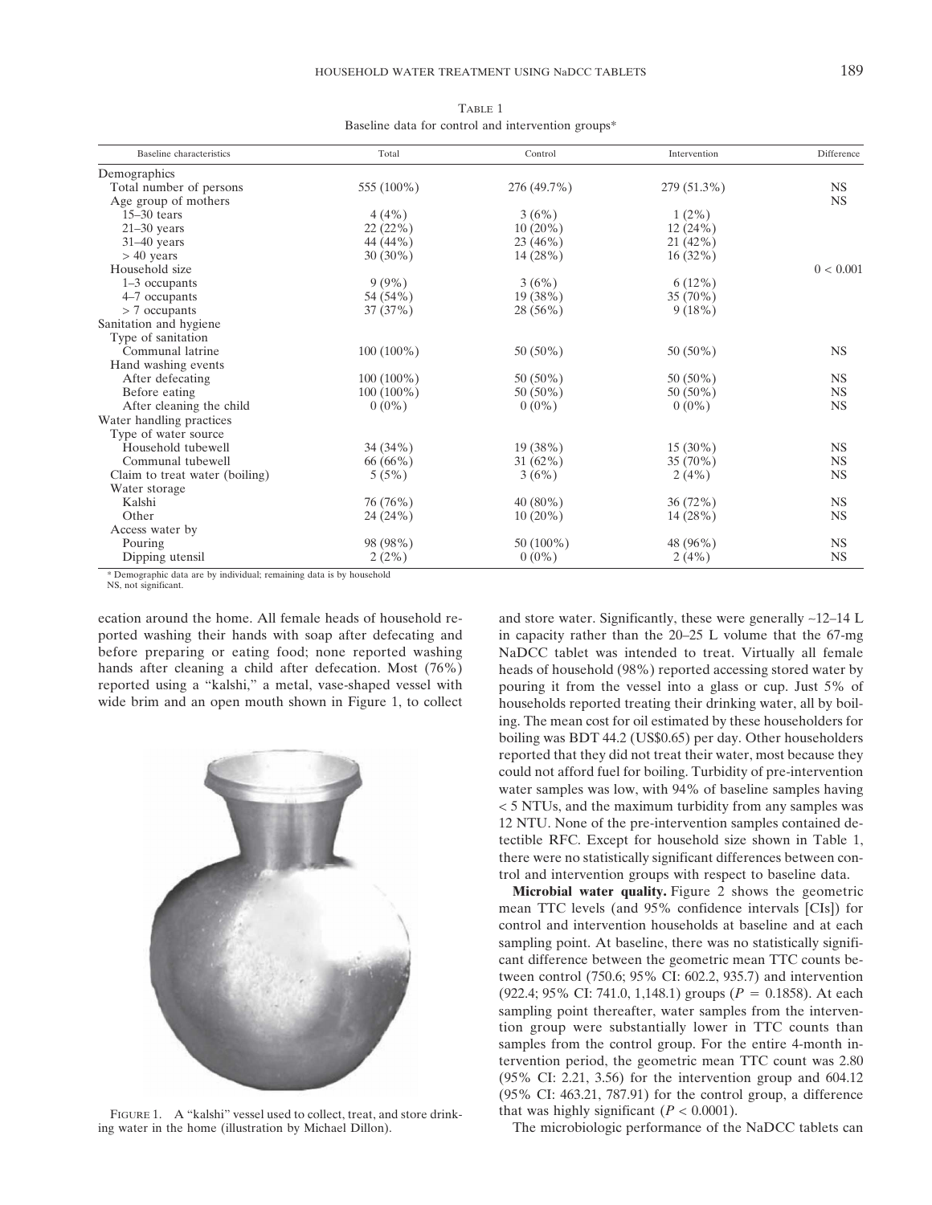Table 1
Baseline data for control and intervention groups*

| Baseline characteristics | Total | Control | Intervention | Difference |
|---|---|---|---|---|
| Demographics | | | | |
| Total number of persons | 555 (100%) | 276 (49.7%) | 279 (51.3%) | NS |
| Age group of mothers | | | | NS |
| 15–30 tears | 4 (4%) | 3 (6%) | 1 (2%) | |
| 21–30 years | 22 (22%) | 10 (20%) | 12 (24%) | |
| 31–40 years | 44 (44%) | 23 (46%) | 21 (42%) | |
| > 40 years | 30 (30%) | 14 (28%) | 16 (32%) | |
| Household size | | | | 0 < 0.001 |
| 1–3 occupants | 9 (9%) | 3 (6%) | 6 (12%) | |
| 4–7 occupants | 54 (54%) | 19 (38%) | 35 (70%) | |
| > 7 occupants | 37 (37%) | 28 (56%) | 9 (18%) | |
| Sanitation and hygiene | | | | |
| Type of sanitation | | | | |
| Communal latrine | 100 (100%) | 50 (50%) | 50 (50%) | NS |
| Hand washing events | | | | |
| After defecating | 100 (100%) | 50 (50%) | 50 (50%) | NS |
| Before eating | 100 (100%) | 50 (50%) | 50 (50%) | NS |
| After cleaning the child | 0 (0%) | 0 (0%) | 0 (0%) | NS |
| Water handling practices | | | | |
| Type of water source | | | | |
| Household tubewell | 34 (34%) | 19 (38%) | 15 (30%) | NS |
| Communal tubewell | 66 (66%) | 31 (62%) | 35 (70%) | NS |
| Claim to treat water (boiling) | 5 (5%) | 3 (6%) | 2 (4%) | NS |
| Water storage | | | | |
| Kalshi | 76 (76%) | 40 (80%) | 36 (72%) | NS |
| Other | 24 (24%) | 10 (20%) | 14 (28%) | NS |
| Access water by | | | | |
| Pouring | 98 (98%) | 50 (100%) | 48 (96%) | NS |
| Dipping utensil | 2 (2%) | 0 (0%) | 2 (4%) | NS |

* Demographic data are by individual; remaining data is by household
NS, not significant.

ecation around the home. All female heads of household reported washing their hands with soap after defecating and before preparing or eating food; none reported washing hands after cleaning a child after defecation. Most (76%) reported using a "kalshi," a metal, vase-shaped vessel with wide brim and an open mouth shown in Figure 1, to collect and store water. Significantly, these were generally ~12–14 L in capacity rather than the 20–25 L volume that the 67-mg NaDCC tablet was intended to treat. Virtually all female heads of household (98%) reported accessing stored water by pouring it from the vessel into a glass or cup. Just 5% of households reported treating their drinking water, all by boiling. The mean cost for oil estimated by these householders for boiling was BDT 44.2 (US$0.65) per day. Other householders reported that they did not treat their water, most because they could not afford fuel for boiling. Turbidity of pre-intervention water samples was low, with 94% of baseline samples having < 5 NTUs, and the maximum turbidity from any samples was 12 NTU. None of the pre-intervention samples contained detectible RFC. Except for household size shown in Table 1, there were no statistically significant differences between control and intervention groups with respect to baseline data.

Figure 1. A "kalshi" vessel used to collect, treat, and store drinking water in the home (illustration by Michael Dillon).

**Microbial water quality.** Figure 2 shows the geometric mean TTC levels (and 95% confidence intervals [CIs]) for control and intervention households at baseline and at each sampling point. At baseline, there was no statistically significant difference between the geometric mean TTC counts between control (750.6; 95% CI: 602.2, 935.7) and intervention (922.4; 95% CI: 741.0, 1,148.1) groups ($P = 0.1858$). At each sampling point thereafter, water samples from the intervention group were substantially lower in TTC counts than samples from the control group. For the entire 4-month intervention period, the geometric mean TTC count was 2.80 (95% CI: 2.21, 3.56) for the intervention group and 604.12 (95% CI: 463.21, 787.91) for the control group, a difference that was highly significant ($P < 0.0001$).

The microbiologic performance of the NaDCC tablets can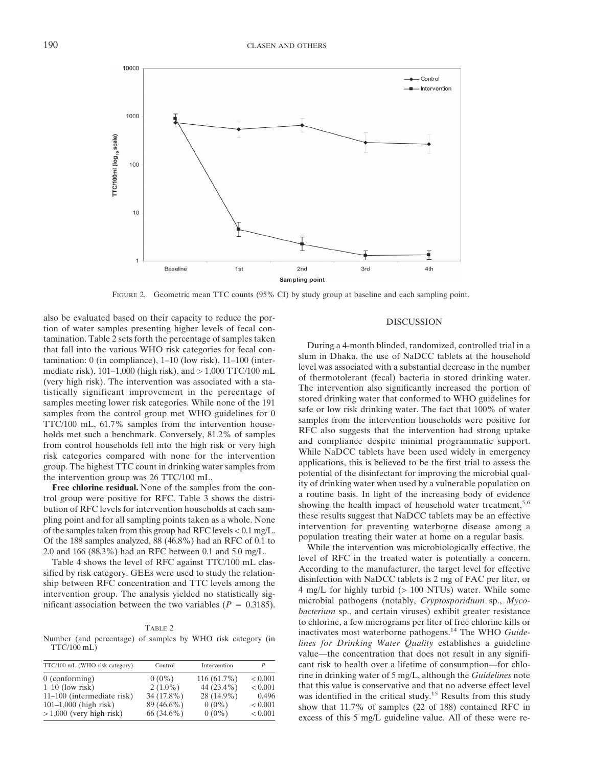FIGURE 2. Geometric mean TTC counts (95% CI) by study group at baseline and each sampling point.

also be evaluated based on their capacity to reduce the portion of water samples presenting higher levels of fecal contamination. Table 2 sets forth the percentage of samples taken that fall into the various WHO risk categories for fecal contamination: 0 (in compliance), 1–10 (low risk), 11–100 (intermediate risk), 101–1,000 (high risk), and > 1,000 TTC/100 mL (very high risk). The intervention was associated with a statistically significant improvement in the percentage of samples meeting lower risk categories. While none of the 191 samples from the control group met WHO guidelines for 0 TTC/100 mL, 61.7% samples from the intervention households met such a benchmark. Conversely, 81.2% of samples from control households fell into the high risk or very high risk categories compared with none for the intervention group. The highest TTC count in drinking water samples from the intervention group was 26 TTC/100 mL.

**Free chlorine residual.** None of the samples from the control group were positive for RFC. Table 3 shows the distribution of RFC levels for intervention households at each sampling point and for all sampling points taken as a whole. None of the samples taken from this group had RFC levels < 0.1 mg/L. Of the 188 samples analyzed, 88 (46.8%) had an RFC of 0.1 to 2.0 and 166 (88.3%) had an RFC between 0.1 and 5.0 mg/L.

Table 4 shows the level of RFC against TTC/100 mL classified by risk category. GEEs were used to study the relationship between RFC concentration and TTC levels among the intervention group. The analysis yielded no statistically significant association between the two variables ($P = 0.3185$).

TABLE 2
Number (and percentage) of samples by WHO risk category (in TTC/100 mL)

| TTC/100 mL (WHO risk category) | Control | Intervention | P |
|---|---|---|---|
| 0 (conforming) | 0 (0%) | 116 (61.7%) | < 0.001 |
| 1–10 (low risk) | 2 (1.0%) | 44 (23.4%) | < 0.001 |
| 11–100 (intermediate risk) | 34 (17.8%) | 28 (14.9%) | 0.496 |
| 101–1,000 (high risk) | 89 (46.6%) | 0 (0%) | < 0.001 |
| > 1,000 (very high risk) | 66 (34.6%) | 0 (0%) | < 0.001 |

## DISCUSSION

During a 4-month blinded, randomized, controlled trial in a slum in Dhaka, the use of NaDCC tablets at the household level was associated with a substantial decrease in the number of thermotolerant (fecal) bacteria in stored drinking water. The intervention also significantly increased the portion of stored drinking water that conformed to WHO guidelines for safe or low risk drinking water. The fact that 100% of water samples from the intervention households were positive for RFC also suggests that the intervention had strong uptake and compliance despite minimal programmatic support. While NaDCC tablets have been used widely in emergency applications, this is believed to be the first trial to assess the potential of the disinfectant for improving the microbial quality of drinking water when used by a vulnerable population on a routine basis. In light of the increasing body of evidence showing the health impact of household water treatment,[5,6] these results suggest that NaDCC tablets may be an effective intervention for preventing waterborne disease among a population treating their water at home on a regular basis.

While the intervention was microbiologically effective, the level of RFC in the treated water is potentially a concern. According to the manufacturer, the target level for effective disinfection with NaDCC tablets is 2 mg of FAC per liter, or 4 mg/L for highly turbid (> 100 NTUs) water. While some microbial pathogens (notably, *Cryptosporidium* sp., *Mycobacterium* sp., and certain viruses) exhibit greater resistance to chlorine, a few micrograms per liter of free chlorine kills or inactivates most waterborne pathogens.[14] The WHO *Guidelines for Drinking Water Quality* establishes a guideline value—the concentration that does not result in any significant risk to health over a lifetime of consumption—for chlorine in drinking water of 5 mg/L, although the *Guidelines* note that this value is conservative and that no adverse effect level was identified in the critical study.[15] Results from this study show that 11.7% of samples (22 of 188) contained RFC in excess of this 5 mg/L guideline value. All of these were re-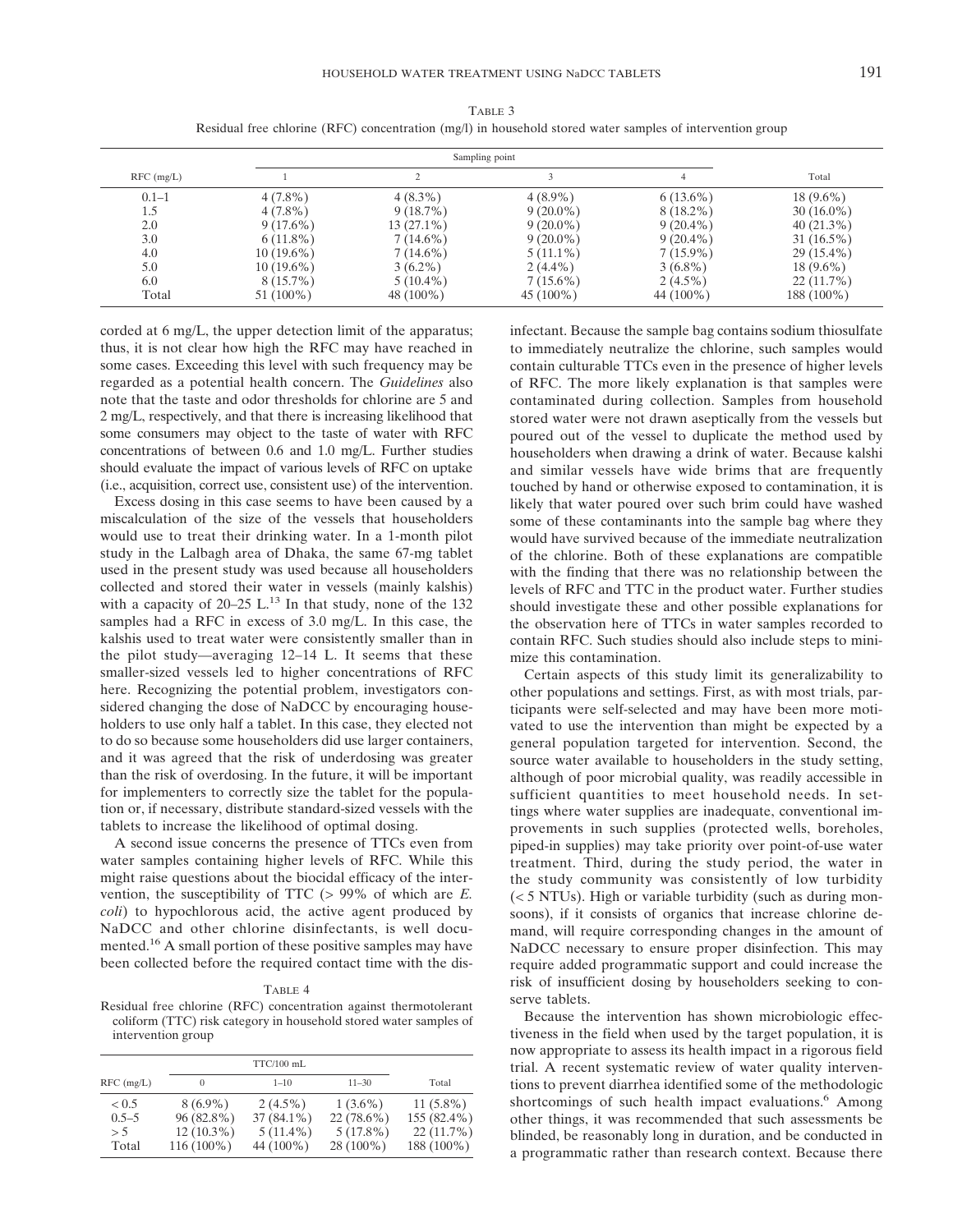TABLE 3
Residual free chlorine (RFC) concentration (mg/l) in household stored water samples of intervention group

| RFC (mg/L) | Sampling point | | | | Total |
|---|---|---|---|---|---|
| | 1 | 2 | 3 | 4 | |
| 0.1–1 | 4 (7.8%) | 4 (8.3%) | 4 (8.9%) | 6 (13.6%) | 18 (9.6%) |
| 1.5 | 4 (7.8%) | 9 (18.7%) | 9 (20.0%) | 8 (18.2%) | 30 (16.0%) |
| 2.0 | 9 (17.6%) | 13 (27.1%) | 9 (20.0%) | 9 (20.4%) | 40 (21.3%) |
| 3.0 | 6 (11.8%) | 7 (14.6%) | 9 (20.0%) | 9 (20.4%) | 31 (16.5%) |
| 4.0 | 10 (19.6%) | 7 (14.6%) | 5 (11.1%) | 7 (15.9%) | 29 (15.4%) |
| 5.0 | 10 (19.6%) | 3 (6.2%) | 2 (4.4%) | 3 (6.8%) | 18 (9.6%) |
| 6.0 | 8 (15.7%) | 5 (10.4%) | 7 (15.6%) | 2 (4.5%) | 22 (11.7%) |
| Total | 51 (100%) | 48 (100%) | 45 (100%) | 44 (100%) | 188 (100%) |

corded at 6 mg/L, the upper detection limit of the apparatus; thus, it is not clear how high the RFC may have reached in some cases. Exceeding this level with such frequency may be regarded as a potential health concern. The *Guidelines* also note that the taste and odor thresholds for chlorine are 5 and 2 mg/L, respectively, and that there is increasing likelihood that some consumers may object to the taste of water with RFC concentrations of between 0.6 and 1.0 mg/L. Further studies should evaluate the impact of various levels of RFC on uptake (i.e., acquisition, correct use, consistent use) of the intervention.

Excess dosing in this case seems to have been caused by a miscalculation of the size of the vessels that householders would use to treat their drinking water. In a 1-month pilot study in the Lalbagh area of Dhaka, the same 67-mg tablet used in the present study was used because all householders collected and stored their water in vessels (mainly kalshis) with a capacity of 20–25 L.[13] In that study, none of the 132 samples had a RFC in excess of 3.0 mg/L. In this case, the kalshis used to treat water were consistently smaller than in the pilot study—averaging 12–14 L. It seems that these smaller-sized vessels led to higher concentrations of RFC here. Recognizing the potential problem, investigators considered changing the dose of NaDCC by encouraging householders to use only half a tablet. In this case, they elected not to do so because some householders did use larger containers, and it was agreed that the risk of underdosing was greater than the risk of overdosing. In the future, it will be important for implementers to correctly size the tablet for the population or, if necessary, distribute standard-sized vessels with the tablets to increase the likelihood of optimal dosing.

A second issue concerns the presence of TTCs even from water samples containing higher levels of RFC. While this might raise questions about the biocidal efficacy of the intervention, the susceptibility of TTC (> 99% of which are *E. coli*) to hypochlorous acid, the active agent produced by NaDCC and other chlorine disinfectants, is well documented.[16] A small portion of these positive samples may have been collected before the required contact time with the disinfectant. Because the sample bag contains sodium thiosulfate to immediately neutralize the chlorine, such samples would contain culturable TTCs even in the presence of higher levels of RFC. The more likely explanation is that samples were contaminated during collection. Samples from household stored water were not drawn aseptically from the vessels but poured out of the vessel to duplicate the method used by householders when drawing a drink of water. Because kalshi and similar vessels have wide brims that are frequently touched by hand or otherwise exposed to contamination, it is likely that water poured over such brim could have washed some of these contaminants into the sample bag where they would have survived because of the immediate neutralization of the chlorine. Both of these explanations are compatible with the finding that there was no relationship between the levels of RFC and TTC in the product water. Further studies should investigate these and other possible explanations for the observation here of TTCs in water samples recorded to contain RFC. Such studies should also include steps to minimize this contamination.

TABLE 4
Residual free chlorine (RFC) concentration against thermotolerant coliform (TTC) risk category in household stored water samples of intervention group

| RFC (mg/L) | TTC/100 mL | | | Total |
|---|---|---|---|---|
| | 0 | 1–10 | 11–30 | |
| < 0.5 | 8 (6.9%) | 2 (4.5%) | 1 (3.6%) | 11 (5.8%) |
| 0.5–5 | 96 (82.8%) | 37 (84.1%) | 22 (78.6%) | 155 (82.4%) |
| > 5 | 12 (10.3%) | 5 (11.4%) | 5 (17.8%) | 22 (11.7%) |
| Total | 116 (100%) | 44 (100%) | 28 (100%) | 188 (100%) |

Certain aspects of this study limit its generalizability to other populations and settings. First, as with most trials, participants were self-selected and may have been more motivated to use the intervention than might be expected by a general population targeted for intervention. Second, the source water available to householders in the study setting, although of poor microbial quality, was readily accessible in sufficient quantities to meet household needs. In settings where water supplies are inadequate, conventional improvements in such supplies (protected wells, boreholes, piped-in supplies) may take priority over point-of-use water treatment. Third, during the study period, the water in the study community was consistently of low turbidity (< 5 NTUs). High or variable turbidity (such as during monsoons), if it consists of organics that increase chlorine demand, will require corresponding changes in the amount of NaDCC necessary to ensure proper disinfection. This may require added programmatic support and could increase the risk of insufficient dosing by householders seeking to conserve tablets.

Because the intervention has shown microbiologic effectiveness in the field when used by the target population, it is now appropriate to assess its health impact in a rigorous field trial. A recent systematic review of water quality interventions to prevent diarrhea identified some of the methodologic shortcomings of such health impact evaluations.[6] Among other things, it was recommended that such assessments be blinded, be reasonably long in duration, and be conducted in a programmatic rather than research context. Because there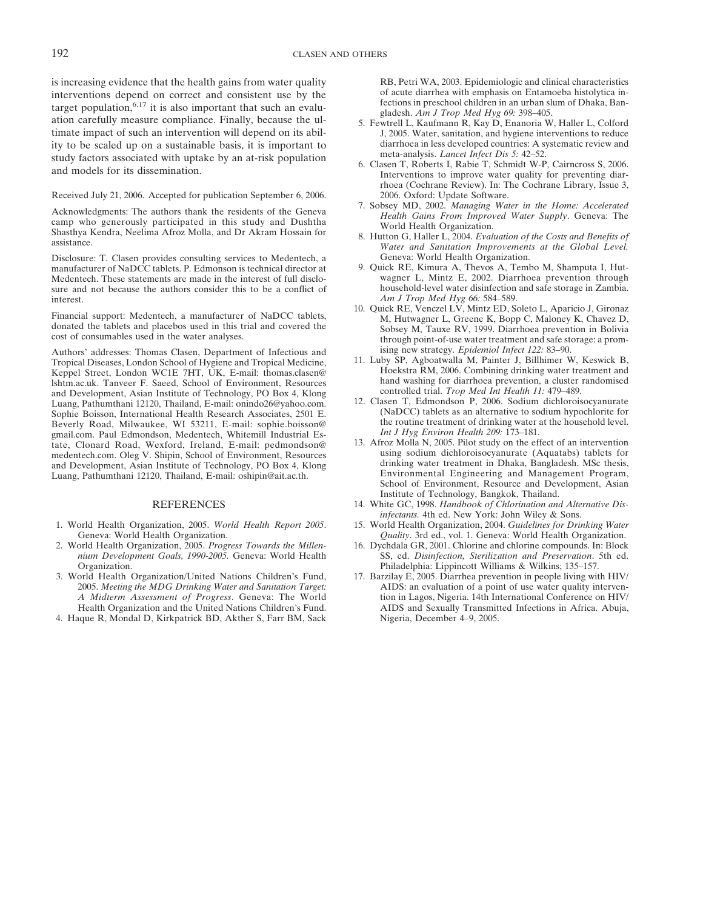is increasing evidence that the health gains from water quality interventions depend on correct and consistent use by the target population,[6,17] it is also important that such an evaluation carefully measure compliance. Finally, because the ultimate impact of such an intervention will depend on its ability to be scaled up on a sustainable basis, it is important to study factors associated with uptake by an at-risk population and models for its dissemination.

Received July 21, 2006. Accepted for publication September 6, 2006.

Acknowledgments: The authors thank the residents of the Geneva camp who generously participated in this study and Dushtha Shasthya Kendra, Neelima Afroz Molla, and Dr Akram Hossain for assistance.

Disclosure: T. Clasen provides consulting services to Medentech, a manufacturer of NaDCC tablets. P. Edmonson is technical director at Medentech. These statements are made in the interest of full disclosure and not because the authors consider this to be a conflict of interest.

Financial support: Medentech, a manufacturer of NaDCC tablets, donated the tablets and placebos used in this trial and covered the cost of consumables used in the water analyses.

Authors' addresses: Thomas Clasen, Department of Infectious and Tropical Diseases, London School of Hygiene and Tropical Medicine, Keppel Street, London WC1E 7HT, UK, E-mail: thomas.clasen@lshtm.ac.uk. Tanveer F. Saeed, School of Environment, Resources and Development, Asian Institute of Technology, PO Box 4, Klong Luang, Pathumthani 12120, Thailand, E-mail: onindo26@yahoo.com. Sophie Boisson, International Health Research Associates, 2501 E. Beverly Road, Milwaukee, WI 53211, E-mail: sophie.boisson@gmail.com. Paul Edmondson, Medentech, Whitemill Industrial Estate, Clonard Road, Wexford, Ireland, E-mail: pedmondson@medentech.com. Oleg V. Shipin, School of Environment, Resources and Development, Asian Institute of Technology, PO Box 4, Klong Luang, Pathumthani 12120, Thailand, E-mail: oshipin@ait.ac.th.

## REFERENCES

1. World Health Organization, 2005. *World Health Report 2005*. Geneva: World Health Organization.
2. World Health Organization, 2005. *Progress Towards the Millennium Development Goals, 1990-2005.* Geneva: World Health Organization.
3. World Health Organization/United Nations Children's Fund, 2005. *Meeting the MDG Drinking Water and Sanitation Target: A Midterm Assessment of Progress*. Geneva: The World Health Organization and the United Nations Children's Fund.
4. Haque R, Mondal D, Kirkpatrick BD, Akther S, Farr BM, Sack RB, Petri WA, 2003. Epidemiologic and clinical characteristics of acute diarrhea with emphasis on Entamoeba histolytica infections in preschool children in an urban slum of Dhaka, Bangladesh. *Am J Trop Med Hyg 69:* 398–405.
5. Fewtrell L, Kaufmann R, Kay D, Enanoria W, Haller L, Colford J, 2005. Water, sanitation, and hygiene interventions to reduce diarrhoea in less developed countries: A systematic review and meta-analysis. *Lancet Infect Dis 5:* 42–52.
6. Clasen T, Roberts I, Rabie T, Schmidt W-P, Cairncross S, 2006. Interventions to improve water quality for preventing diarrhoea (Cochrane Review). In: The Cochrane Library, Issue 3, 2006. Oxford: Update Software.
7. Sobsey MD, 2002. *Managing Water in the Home: Accelerated Health Gains From Improved Water Supply*. Geneva: The World Health Organization.
8. Hutton G, Haller L, 2004. *Evaluation of the Costs and Benefits of Water and Sanitation Improvements at the Global Level.* Geneva: World Health Organization.
9. Quick RE, Kimura A, Thevos A, Tembo M, Shamputa I, Hutwagner L, Mintz E, 2002. Diarrhoea prevention through household-level water disinfection and safe storage in Zambia. *Am J Trop Med Hyg 66:* 584–589.
10. Quick RE, Venczel LV, Mintz ED, Soleto L, Aparicio J, Gironaz M, Hutwagner L, Greene K, Bopp C, Maloney K, Chavez D, Sobsey M, Tauxe RV, 1999. Diarrhoea prevention in Bolivia through point-of-use water treatment and safe storage: a promising new strategy. *Epidemiol Infect 122:* 83–90.
11. Luby SP, Agboatwalla M, Painter J, Billhimer W, Keswick B, Hoekstra RM, 2006. Combining drinking water treatment and hand washing for diarrhoea prevention, a cluster randomised controlled trial. *Trop Med Int Health 11:* 479–489.
12. Clasen T, Edmondson P, 2006. Sodium dichloroisocyanurate (NaDCC) tablets as an alternative to sodium hypochlorite for the routine treatment of drinking water at the household level. *Int J Hyg Environ Health 209:* 173–181.
13. Afroz Molla N, 2005. Pilot study on the effect of an intervention using sodium dichloroisocyanurate (Aquatabs) tablets for drinking water treatment in Dhaka, Bangladesh. MSc thesis, Environmental Engineering and Management Program, School of Environment, Resource and Development, Asian Institute of Technology, Bangkok, Thailand.
14. White GC, 1998. *Handbook of Chlorination and Alternative Disinfectants.* 4th ed. New York: John Wiley & Sons.
15. World Health Organization, 2004. *Guidelines for Drinking Water Quality*. 3rd ed., vol. 1. Geneva: World Health Organization.
16. Dychdala GR, 2001. Chlorine and chlorine compounds. In: Block SS, ed. *Disinfection, Sterilization and Preservation*. 5th ed. Philadelphia: Lippincott Williams & Wilkins; 135–157.
17. Barzilay E, 2005. Diarrhea prevention in people living with HIV/AIDS: an evaluation of a point of use water quality intervention in Lagos, Nigeria. 14th International Conference on HIV/AIDS and Sexually Transmitted Infections in Africa. Abuja, Nigeria, December 4–9, 2005.